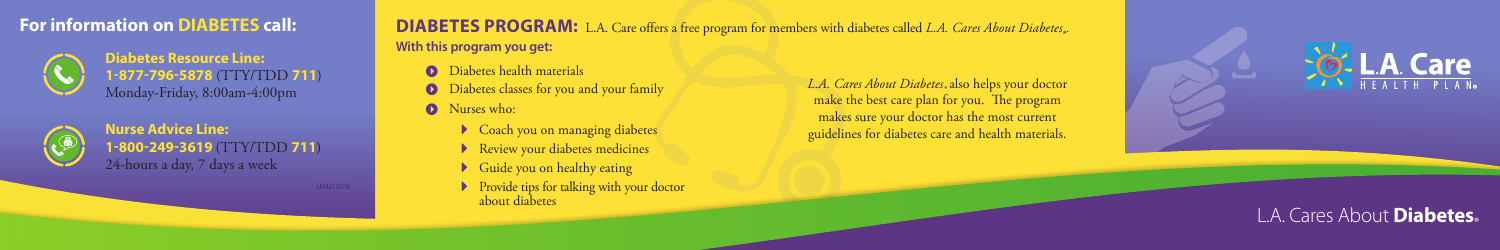## For information on DIABETES call:

**Diabetes Resource Line:**
**1-877-796-5878** (TTY/TDD **711**)
Monday-Friday, 8:00am-4:00pm

**Nurse Advice Line:**
**1-800-249-3619** (TTY/TDD **711**)
24-hours a day, 7 days a week

LA1421 02/16

## DIABETES PROGRAM:

L.A. Care offers a free program for members with diabetes called *L.A. Cares About Diabetes*®.

**With this program you get:**

- Diabetes health materials
- Diabetes classes for you and your family
- Nurses who:
  - Coach you on managing diabetes
  - Review your diabetes medicines
  - Guide you on healthy eating
  - Provide tips for talking with your doctor about diabetes

*L.A. Cares About Diabetes*® also helps your doctor make the best care plan for you. The program makes sure your doctor has the most current guidelines for diabetes care and health materials.

L.A. Care HEALTH PLAN®

L.A. Cares About **Diabetes**®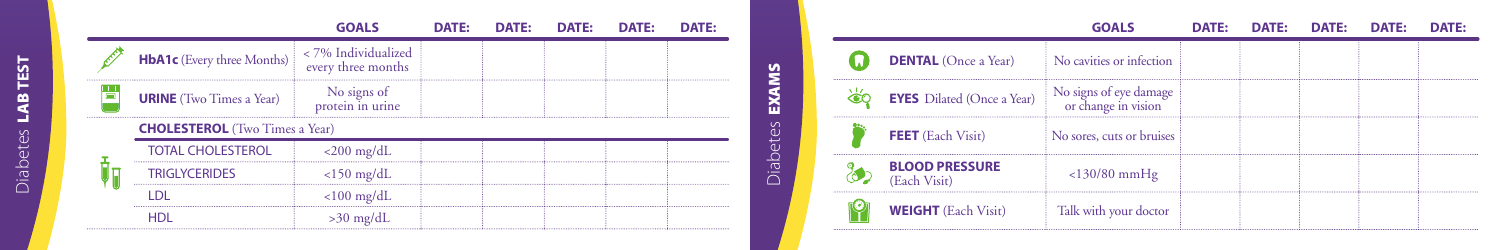## Diabetes LAB TEST

| | GOALS | DATE: | DATE: | DATE: | DATE: | DATE: |
|---|---|---|---|---|---|---|
| **HbA1c** (Every three Months) | < 7% Individualized every three months | | | | | |
| **URINE** (Two Times a Year) | No signs of protein in urine | | | | | |
| **CHOLESTEROL** (Two Times a Year) | | | | | | |
| TOTAL CHOLESTEROL | <200 mg/dL | | | | | |
| TRIGLYCERIDES | <150 mg/dL | | | | | |
| LDL | <100 mg/dL | | | | | |
| HDL | >30 mg/dL | | | | | |

## Diabetes EXAMS

| | GOALS | DATE: | DATE: | DATE: | DATE: | DATE: |
|---|---|---|---|---|---|---|
| **DENTAL** (Once a Year) | No cavities or infection | | | | | |
| **EYES** Dilated (Once a Year) | No signs of eye damage or change in vision | | | | | |
| **FEET** (Each Visit) | No sores, cuts or bruises | | | | | |
| **BLOOD PRESSURE** (Each Visit) | <130/80 mmHg | | | | | |
| **WEIGHT** (Each Visit) | Talk with your doctor | | | | | |